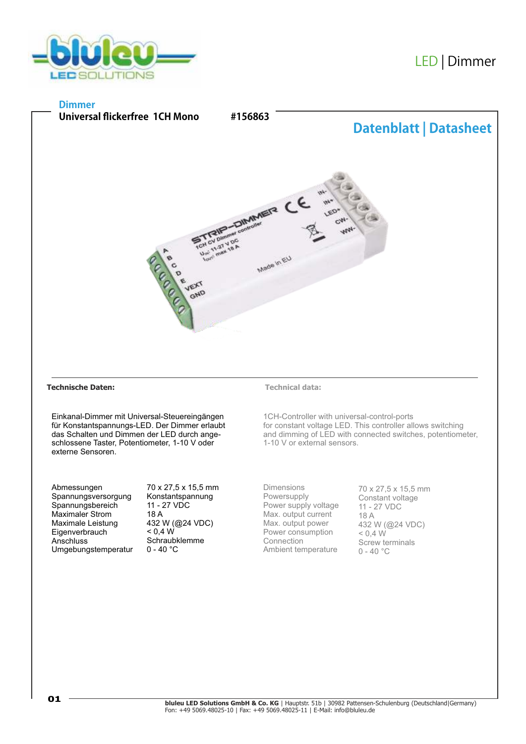LED | Dimmer

**Dimmer**

**Universal flickerfree 1CH Mono** **#156863**

# Datenblatt | Datasheet

**Technische Daten:**

Einkanal-Dimmer mit Universal-Steuereingängen für Konstantspannungs-LED. Der Dimmer erlaubt das Schalten und Dimmen der LED durch angeschlossene Taster, Potentiometer, 1-10 V oder externe Sensoren.

| | |
|---|---|
| Abmessungen | 70 x 27,5 x 15,5 mm |
| Spannungsversorgung | Konstantspannung |
| Spannungsbereich | 11 - 27 VDC |
| Maximaler Strom | 18 A |
| Maximale Leistung | 432 W (@24 VDC) |
| Eigenverbrauch | < 0,4 W |
| Anschluss | Schraubklemme |
| Umgebungstemperatur | 0 - 40 °C |

**Technical data:**

1CH-Controller with universal-control-ports for constant voltage LED. This controller allows switching and dimming of LED with connected switches, potentiometer, 1-10 V or external sensors.

| | |
|---|---|
| Dimensions | 70 x 27,5 x 15,5 mm |
| Powersupply | Constant voltage |
| Power supply voltage | 11 - 27 VDC |
| Max. output current | 18 A |
| Max. output power | 432 W (@24 VDC) |
| Power consumption | < 0,4 W |
| Connection | Screw terminals |
| Ambient temperature | 0 - 40 °C |

**bluleu LED Solutions GmbH & Co. KG** | Hauptstr. 51b | 30982 Pattensen-Schulenburg (Deutschland|Germany)
Fon: +49 5069.48025-10 | Fax: +49 5069.48025-11 | E-Mail: info@bluleu.de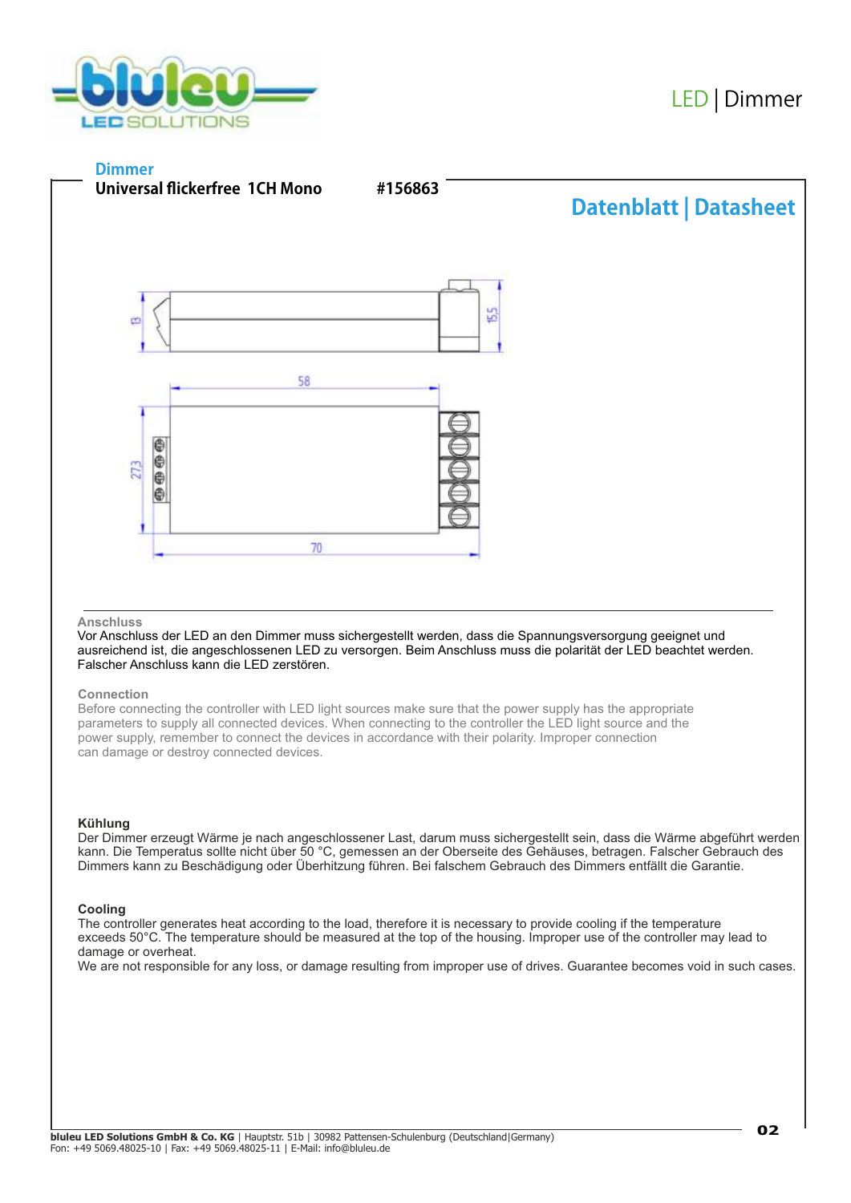LED | Dimmer

**Dimmer**

**Universal flickerfree 1CH Mono** **#156863**

## Datenblatt | Datasheet

13 15,5 58 27,3 70

### Anschluss

Vor Anschluss der LED an den Dimmer muss sichergestellt werden, dass die Spannungsversorgung geeignet und ausreichend ist, die angeschlossenen LED zu versorgen. Beim Anschluss muss die polarität der LED beachtet werden. Falscher Anschluss kann die LED zerstören.

### Connection

Before connecting the controller with LED light sources make sure that the power supply has the appropriate parameters to supply all connected devices. When connecting to the controller the LED light source and the power supply, remember to connect the devices in accordance with their polarity. Improper connection can damage or destroy connected devices.

### Kühlung

Der Dimmer erzeugt Wärme je nach angeschlossener Last, darum muss sichergestellt sein, dass die Wärme abgeführt werden kann. Die Temperatus sollte nicht über 50 °C, gemessen an der Oberseite des Gehäuses, betragen. Falscher Gebrauch des Dimmers kann zu Beschädigung oder Überhitzung führen. Bei falschem Gebrauch des Dimmers entfällt die Garantie.

### Cooling

The controller generates heat according to the load, therefore it is necessary to provide cooling if the temperature exceeds 50°C. The temperature should be measured at the top of the housing. Improper use of the controller may lead to damage or overheat.

We are not responsible for any loss, or damage resulting from improper use of drives. Guarantee becomes void in such cases.

**bluleu LED Solutions GmbH & Co. KG** | Hauptstr. 51b | 30982 Pattensen-Schulenburg (Deutschland|Germany)
Fon: +49 5069.48025-10 | Fax: +49 5069.48025-11 | E-Mail: info@bluleu.de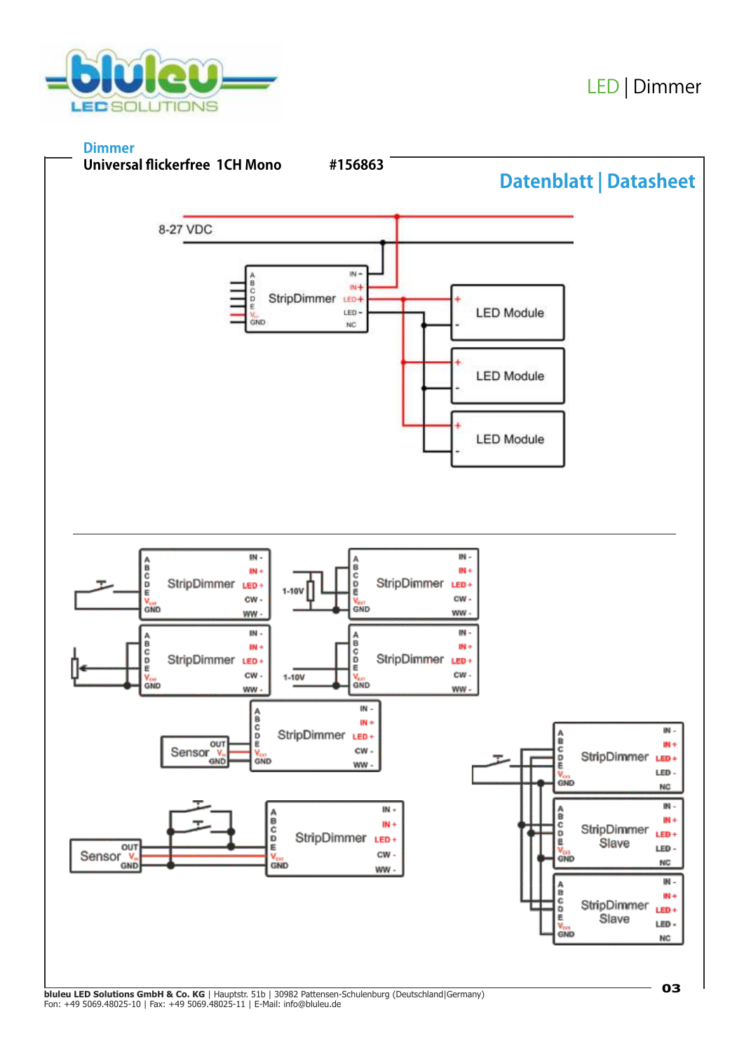LED | Dimmer

Dimmer

**Universal flickerfree 1CH Mono** **#156863**

# Datenblatt | Datasheet

8-27 VDC

StripDimmer

A B C D E $V_{in}$ GND

IN - IN + LED + LED - NC

LED Module

LED Module

LED Module

StripDimmer

A B C D E $V_{EXT}$ GND

IN - IN + LED + CW - WW -

1-10V

1-10V

Sensor OUT $V_{in}$ GND

StripDimmer

StripDimmer Slave

StripDimmer Slave

**bluleu LED Solutions GmbH & Co. KG** | Hauptstr. 51b | 30982 Pattensen-Schulenburg (Deutschland|Germany)
Fon: +49 5069.48025-10 | Fax: +49 5069.48025-11 | E-Mail: info@bluleu.de